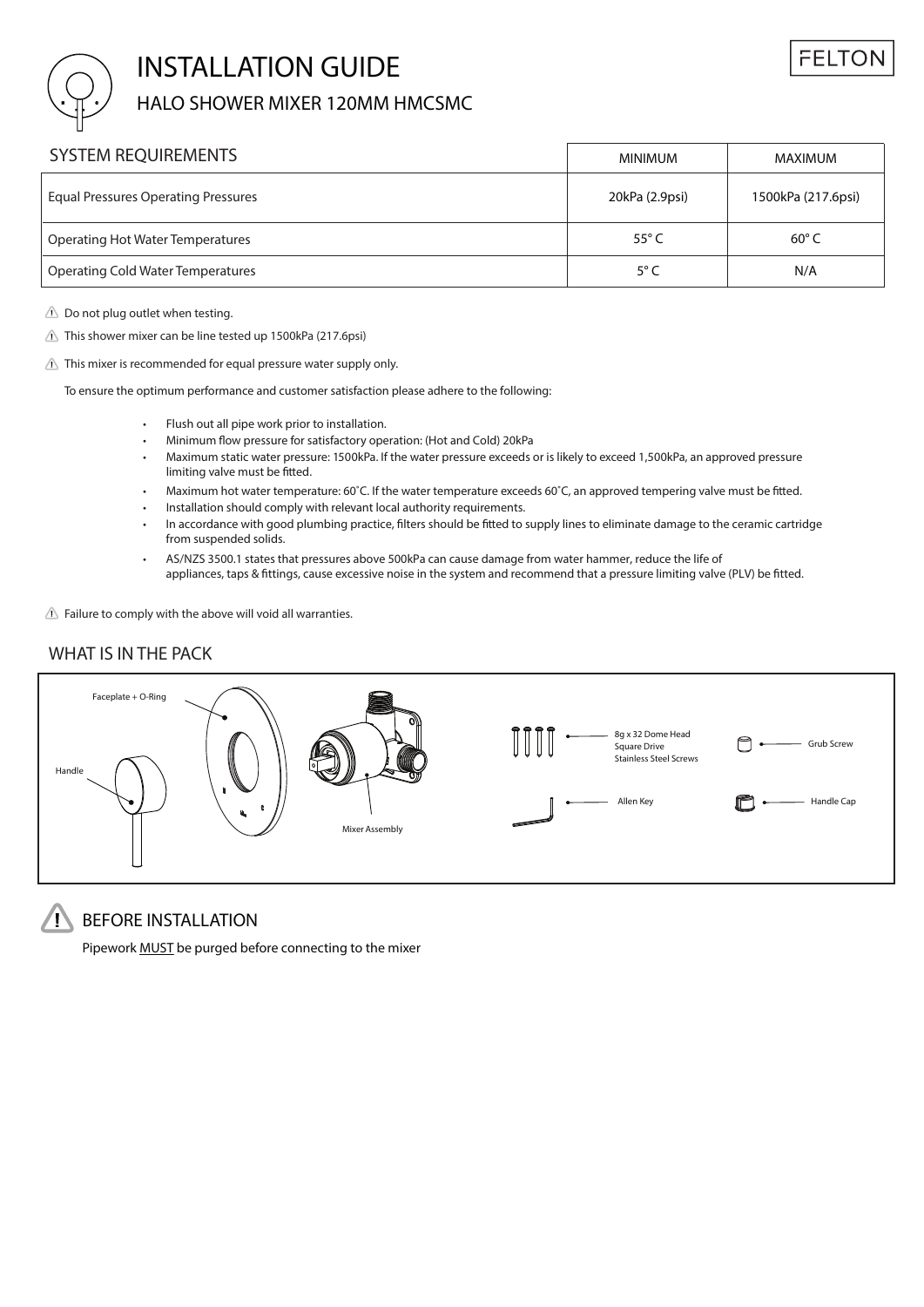# INSTALLATION GUIDE

## HALO SHOWER MIXER 120MM HMCSMC

| SYSTEM REQUIREMENTS | MINIMUM | MAXIMUM |
|---|---|---|
| Equal Pressures Operating Pressures | 20kPa (2.9psi) | 1500kPa (217.6psi) |
| Operating Hot Water Temperatures | 55° C | 60° C |
| Operating Cold Water Temperatures | 5° C | N/A |

⚠ Do not plug outlet when testing.

⚠ This shower mixer can be line tested up 1500kPa (217.6psi)

⚠ This mixer is recommended for equal pressure water supply only.

To ensure the optimum performance and customer satisfaction please adhere to the following:

- Flush out all pipe work prior to installation.
- Minimum flow pressure for satisfactory operation: (Hot and Cold) 20kPa
- Maximum static water pressure: 1500kPa. If the water pressure exceeds or is likely to exceed 1,500kPa, an approved pressure limiting valve must be fitted.
- Maximum hot water temperature: 60˚C. If the water temperature exceeds 60˚C, an approved tempering valve must be fitted.
- Installation should comply with relevant local authority requirements.
- In accordance with good plumbing practice, filters should be fitted to supply lines to eliminate damage to the ceramic cartridge from suspended solids.
- AS/NZS 3500.1 states that pressures above 500kPa can cause damage from water hammer, reduce the life of appliances, taps & fittings, cause excessive noise in the system and recommend that a pressure limiting valve (PLV) be fitted.

⚠ Failure to comply with the above will void all warranties.

## WHAT IS IN THE PACK

- Faceplate + O-Ring
- Handle
- Mixer Assembly
- 8g x 32 Dome Head Square Drive Stainless Steel Screws
- Allen Key
- Grub Screw
- Handle Cap

## BEFORE INSTALLATION

Pipework MUST be purged before connecting to the mixer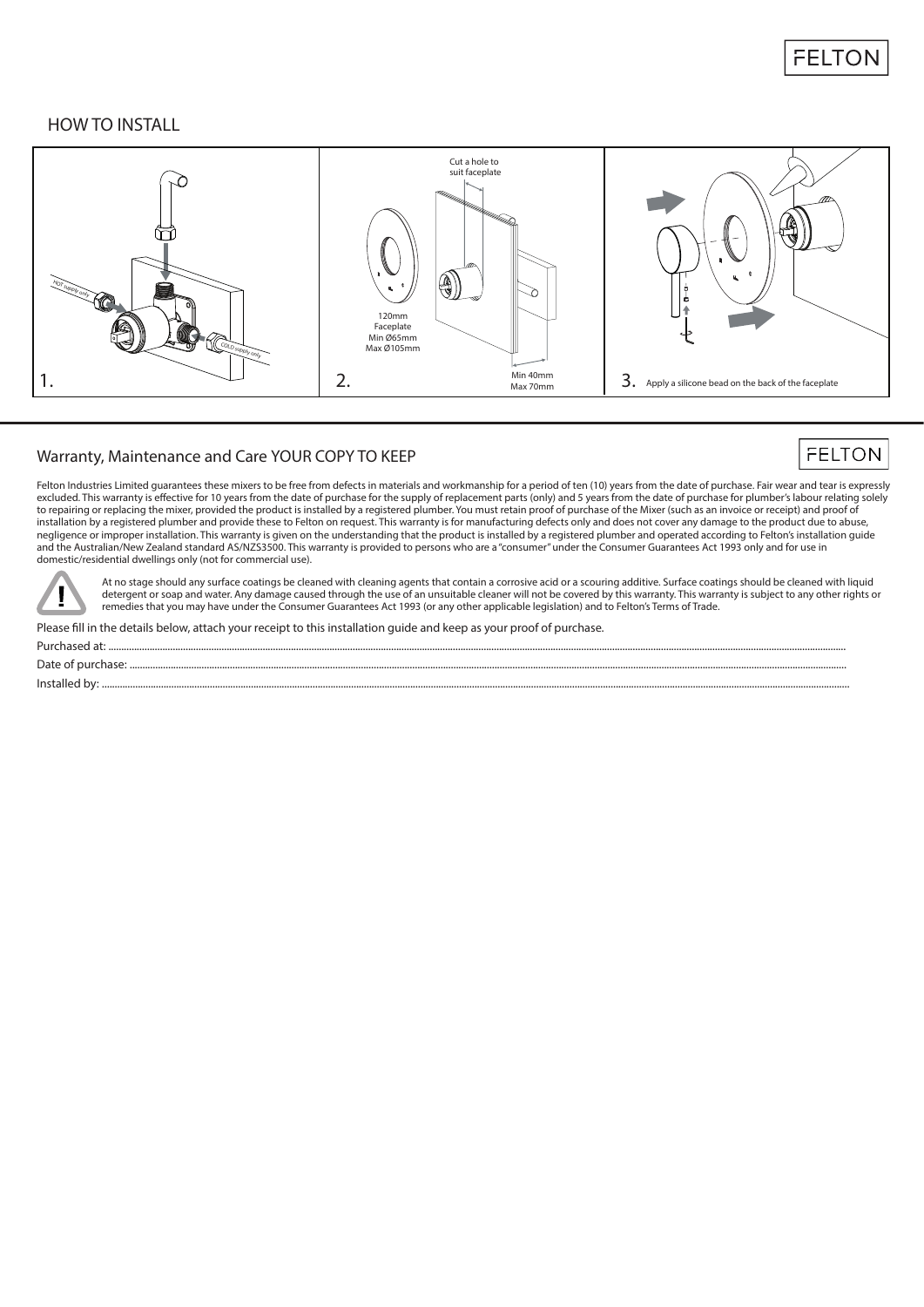## HOW TO INSTALL

1.

HOT supply only

COLD supply only

2.

Cut a hole to suit faceplate

120mm Faceplate
Min Ø65mm
Max Ø105mm

Min 40mm
Max 70mm

3. Apply a silicone bead on the back of the faceplate

## Warranty, Maintenance and Care YOUR COPY TO KEEP

Felton Industries Limited guarantees these mixers to be free from defects in materials and workmanship for a period of ten (10) years from the date of purchase. Fair wear and tear is expressly excluded. This warranty is effective for 10 years from the date of purchase for the supply of replacement parts (only) and 5 years from the date of purchase for plumber's labour relating solely to repairing or replacing the mixer, provided the product is installed by a registered plumber. You must retain proof of purchase of the Mixer (such as an invoice or receipt) and proof of installation by a registered plumber and provide these to Felton on request. This warranty is for manufacturing defects only and does not cover any damage to the product due to abuse, negligence or improper installation. This warranty is given on the understanding that the product is installed by a registered plumber and operated according to Felton's installation guide and the Australian/New Zealand standard AS/NZS3500. This warranty is provided to persons who are a "consumer" under the Consumer Guarantees Act 1993 only and for use in domestic/residential dwellings only (not for commercial use).

At no stage should any surface coatings be cleaned with cleaning agents that contain a corrosive acid or a scouring additive. Surface coatings should be cleaned with liquid detergent or soap and water. Any damage caused through the use of an unsuitable cleaner will not be covered by this warranty. This warranty is subject to any other rights or remedies that you may have under the Consumer Guarantees Act 1993 (or any other applicable legislation) and to Felton's Terms of Trade.

Please fill in the details below, attach your receipt to this installation guide and keep as your proof of purchase.

Purchased at: ..............................................................................................................

Date of purchase: ..............................................................................................................

Installed by: ..............................................................................................................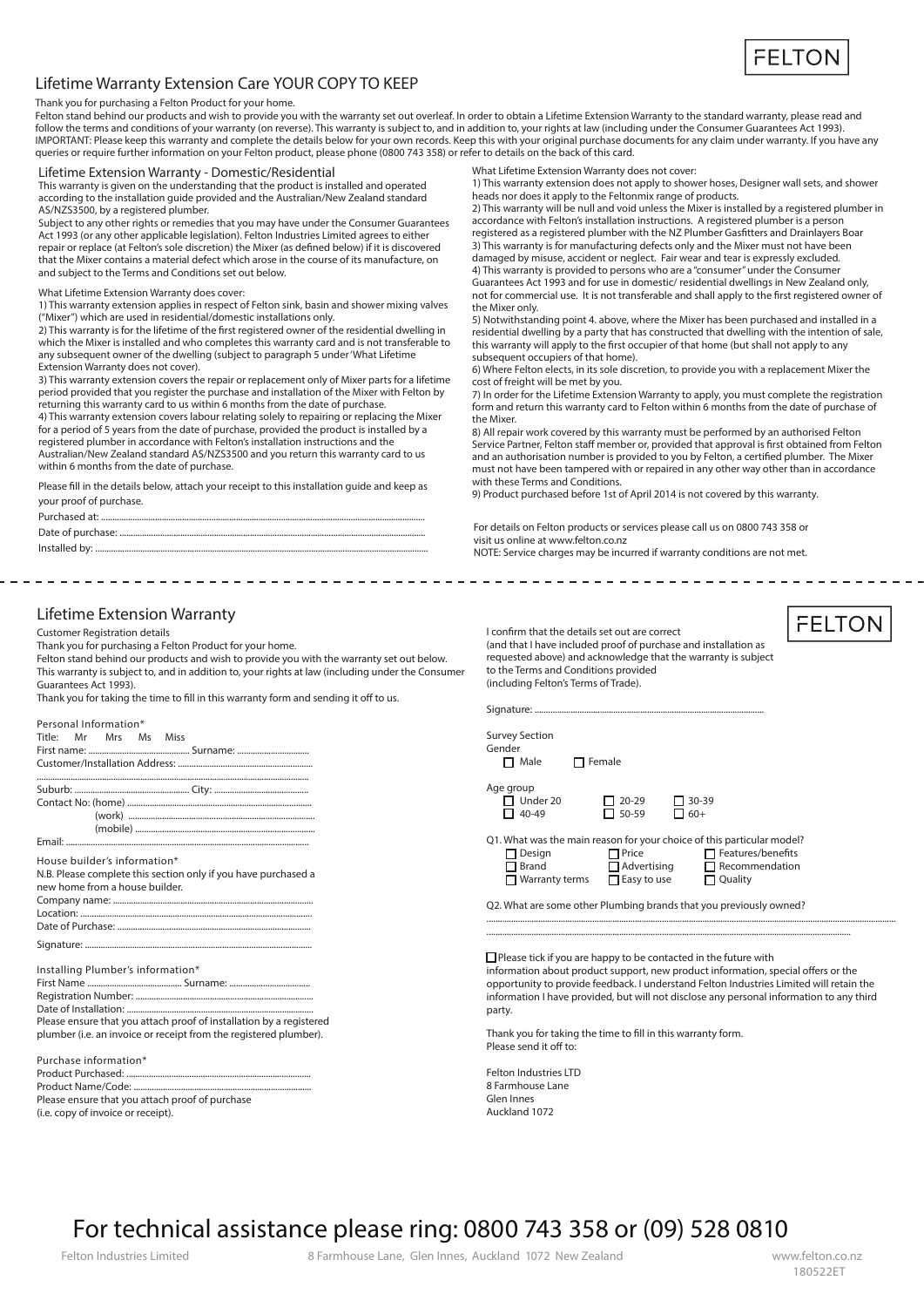FELTON

# Lifetime Warranty Extension Care YOUR COPY TO KEEP

Thank you for purchasing a Felton Product for your home.
Felton stand behind our products and wish to provide you with the warranty set out overleaf. In order to obtain a Lifetime Extension Warranty to the standard warranty, please read and follow the terms and conditions of your warranty (on reverse). This warranty is subject to, and in addition to, your rights at law (including under the Consumer Guarantees Act 1993).
IMPORTANT: Please keep this warranty and complete the details below for your own records. Keep this with your original purchase documents for any claim under warranty. If you have any queries or require further information on your Felton product, please phone (0800 743 358) or refer to details on the back of this card.

## Lifetime Extension Warranty - Domestic/Residential

This warranty is given on the understanding that the product is installed and operated according to the installation guide provided and the Australian/New Zealand standard AS/NZS3500, by a registered plumber.

Subject to any other rights or remedies that you may have under the Consumer Guarantees Act 1993 (or any other applicable legislation). Felton Industries Limited agrees to either repair or replace (at Felton's sole discretion) the Mixer (as defined below) if it is discovered that the Mixer contains a material defect which arose in the course of its manufacture, on and subject to the Terms and Conditions set out below.

What Lifetime Extension Warranty does cover:

1) This warranty extension applies in respect of Felton sink, basin and shower mixing valves ("Mixer") which are used in residential/domestic installations only.
2) This warranty is for the lifetime of the first registered owner of the residential dwelling in which the Mixer is installed and who completes this warranty card and is not transferable to any subsequent owner of the dwelling (subject to paragraph 5 under 'What Lifetime Extension Warranty does not cover).
3) This warranty extension covers the repair or replacement only of Mixer parts for a lifetime period provided that you register the purchase and installation of the Mixer with Felton by returning this warranty card to us within 6 months from the date of purchase.
4) This warranty extension covers labour relating solely to repairing or replacing the Mixer for a period of 5 years from the date of purchase, provided the product is installed by a registered plumber in accordance with Felton's installation instructions and the Australian/New Zealand standard AS/NZS3500 and you return this warranty card to us within 6 months from the date of purchase.

Please fill in the details below, attach your receipt to this installation guide and keep as your proof of purchase.

Purchased at: ..........................................................

Date of purchase: ..........................................................

Installed by: ..........................................................

What Lifetime Extension Warranty does not cover:

1) This warranty extension does not apply to shower hoses, Designer wall sets, and shower heads nor does it apply to the Feltonmix range of products.
2) This warranty will be null and void unless the Mixer is installed by a registered plumber in accordance with Felton's installation instructions. A registered plumber is a person registered as a registered plumber with the NZ Plumber Gasfitters and Drainlayers Boar
3) This warranty is for manufacturing defects only and the Mixer must not have been damaged by misuse, accident or neglect. Fair wear and tear is expressly excluded.
4) This warranty is provided to persons who are a "consumer" under the Consumer Guarantees Act 1993 and for use in domestic/ residential dwellings in New Zealand only, not for commercial use. It is not transferable and shall apply to the first registered owner of the Mixer only.
5) Notwithstanding point 4. above, where the Mixer has been purchased and installed in a residential dwelling by a party that has constructed that dwelling with the intention of sale, this warranty will apply to the first occupier of that home (but shall not apply to any subsequent occupiers of that home).
6) Where Felton elects, in its sole discretion, to provide you with a replacement Mixer the cost of freight will be met by you.
7) In order for the Lifetime Extension Warranty to apply, you must complete the registration form and return this warranty card to Felton within 6 months from the date of purchase of the Mixer.
8) All repair work covered by this warranty must be performed by an authorised Felton Service Partner, Felton staff member or, provided that approval is first obtained from Felton and an authorisation number is provided to you by Felton, a certified plumber. The Mixer must not have been tampered with or repaired in any other way other than in accordance with these Terms and Conditions.
9) Product purchased before 1st of April 2014 is not covered by this warranty.

For details on Felton products or services please call us on 0800 743 358 or visit us online at www.felton.co.nz
NOTE: Service charges may be incurred if warranty conditions are not met.

---

# Lifetime Extension Warranty

FELTON

Customer Registration details

Thank you for purchasing a Felton Product for your home.
Felton stand behind our products and wish to provide you with the warranty set out below. This warranty is subject to, and in addition to, your rights at law (including under the Consumer Guarantees Act 1993).
Thank you for taking the time to fill in this warranty form and sending it off to us.

### Personal Information*

Title: Mr Mrs Ms Miss

First name: .................................. Surname: ..................................

Customer/Installation Address: ..................................

..........................................................

Suburb: .................................. City: ..................................

Contact No: (home) ..................................

(work) ..................................

(mobile) ..................................

Email: ..................................

### House builder's information*

N.B. Please complete this section only if you have purchased a new home from a house builder.

Company name: ..................................

Location: ..................................

Date of Purchase: ..................................

Signature: ..................................

### Installing Plumber's information*

First Name .................................. Surname: ..................................

Registration Number: ..................................

Date of Installation: ..................................

Please ensure that you attach proof of installation by a registered plumber (i.e. an invoice or receipt from the registered plumber).

### Purchase information*

Product Purchased: ..................................

Product Name/Code: ..................................

Please ensure that you attach proof of purchase (i.e. copy of invoice or receipt).

I confirm that the details set out are correct (and that I have included proof of purchase and installation as requested above) and acknowledge that the warranty is subject to the Terms and Conditions provided (including Felton's Terms of Trade).

Signature: ..................................

### Survey Section

Gender

☐ Male ☐ Female

Age group

☐ Under 20 ☐ 20-29 ☐ 30-39
☐ 40-49 ☐ 50-59 ☐ 60+

Q1. What was the main reason for your choice of this particular model?

☐ Design ☐ Price ☐ Features/benefits
☐ Brand ☐ Advertising ☐ Recommendation
☐ Warranty terms ☐ Easy to use ☐ Quality

Q2. What are some other Plumbing brands that you previously owned?

..........................................................

..........................................................

☐ Please tick if you are happy to be contacted in the future with information about product support, new product information, special offers or the opportunity to provide feedback. I understand Felton Industries Limited will retain the information I have provided, but will not disclose any personal information to any third party.

Thank you for taking the time to fill in this warranty form.
Please send it off to:

Felton Industries LTD
8 Farmhouse Lane
Glen Innes
Auckland 1072

## For technical assistance please ring: 0800 743 358 or (09) 528 0810

Felton Industries Limited 8 Farmhouse Lane, Glen Innes, Auckland 1072 New Zealand www.felton.co.nz

180522ET